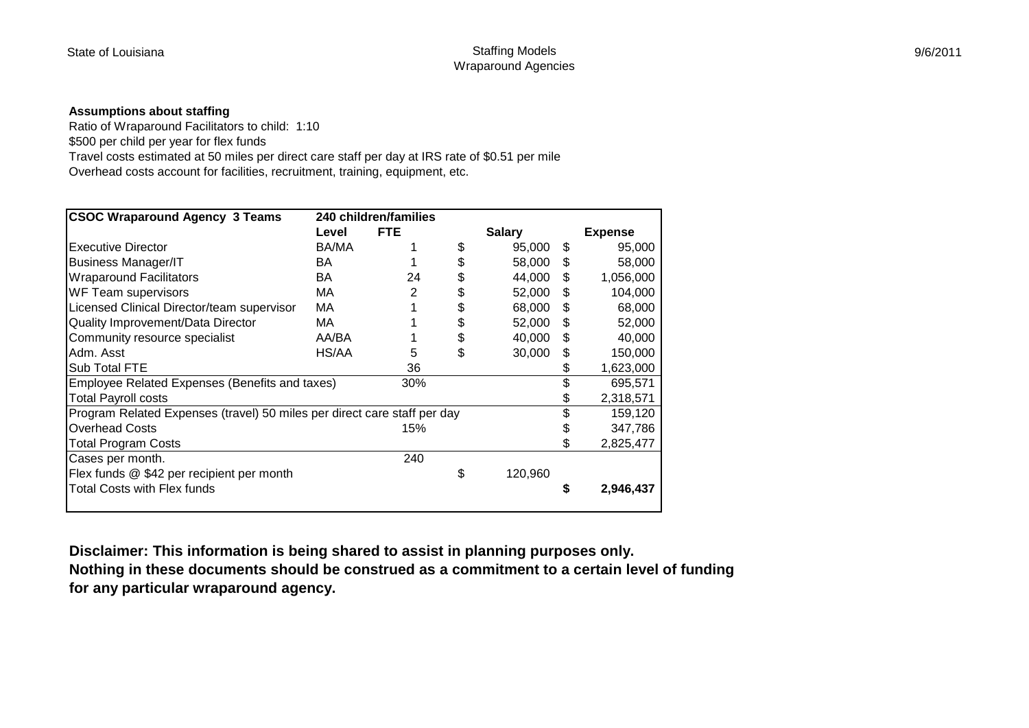State of Louisiana

Staffing Models
Wraparound Agencies

9/6/2011

**Assumptions about staffing**

Ratio of Wraparound Facilitators to child: 1:10
$500 per child per year for flex funds
Travel costs estimated at 50 miles per direct care staff per day at IRS rate of $0.51 per mile
Overhead costs account for facilities, recruitment, training, equipment, etc.

| CSOC Wraparound Agency 3 Teams | 240 children/families | | | |
|---|---|---|---|---|
| | **Level** | **FTE** | **Salary** | **Expense** |
| Executive Director | BA/MA | 1 | $ 95,000 | $ 95,000 |
| Business Manager/IT | BA | 1 | $ 58,000 | $ 58,000 |
| Wraparound Facilitators | BA | 24 | $ 44,000 | $ 1,056,000 |
| WF Team supervisors | MA | 2 | $ 52,000 | $ 104,000 |
| Licensed Clinical Director/team supervisor | MA | 1 | $ 68,000 | $ 68,000 |
| Quality Improvement/Data Director | MA | 1 | $ 52,000 | $ 52,000 |
| Community resource specialist | AA/BA | 1 | $ 40,000 | $ 40,000 |
| Adm. Asst | HS/AA | 5 | $ 30,000 | $ 150,000 |
| Sub Total FTE | | 36 | | $ 1,623,000 |
| Employee Related Expenses (Benefits and taxes) | | 30% | | $ 695,571 |
| Total Payroll costs | | | | $ 2,318,571 |
| Program Related Expenses (travel) 50 miles per direct care staff per day | | | | $ 159,120 |
| Overhead Costs | | 15% | | $ 347,786 |
| Total Program Costs | | | | $ 2,825,477 |
| Cases per month. | | 240 | | |
| Flex funds @ $42 per recipient per month | | | $ 120,960 | |
| Total Costs with Flex funds | | | | **$ 2,946,437** |

**Disclaimer: This information is being shared to assist in planning purposes only.
Nothing in these documents should be construed as a commitment to a certain level of funding for any particular wraparound agency.**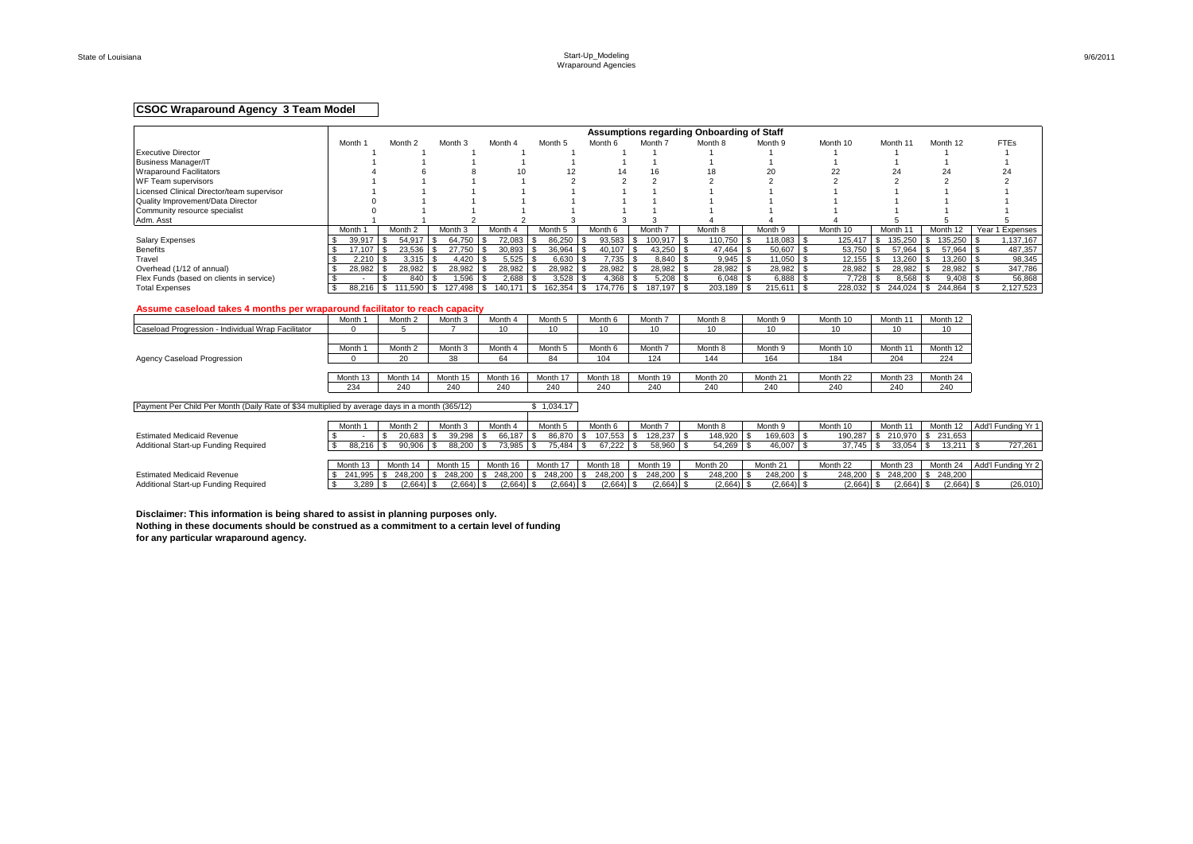## CSOC Wraparound Agency 3 Team Model

| | Assumptions regarding Onboarding of Staff | | | | | | | | | | | | |
|---|---|---|---|---|---|---|---|---|---|---|---|---|---|
| | Month 1 | Month 2 | Month 3 | Month 4 | Month 5 | Month 6 | Month 7 | Month 8 | Month 9 | Month 10 | Month 11 | Month 12 | FTEs |
| Executive Director | 1 | 1 | 1 | 1 | 1 | 1 | 1 | 1 | 1 | 1 | 1 | 1 | 1 |
| Business Manager/IT | 1 | 1 | 1 | 1 | 1 | 1 | 1 | 1 | 1 | 1 | 1 | 1 | 1 |
| Wraparound Facilitators | 4 | 6 | 8 | 10 | 12 | 14 | 16 | 18 | 20 | 22 | 24 | 24 | 24 |
| WF Team supervisors | 1 | 1 | 1 | 1 | 2 | 2 | 2 | 2 | 2 | 2 | 2 | 2 | 2 |
| Licensed Clinical Director/team supervisor | 1 | 1 | 1 | 1 | 1 | 1 | 1 | 1 | 1 | 1 | 1 | 1 | 1 |
| Quality Improvement/Data Director | 0 | 1 | 1 | 1 | 1 | 1 | 1 | 1 | 1 | 1 | 1 | 1 | 1 |
| Community resource specialist | 0 | 1 | 1 | 1 | 1 | 1 | 1 | 1 | 1 | 1 | 1 | 1 | 1 |
| Adm. Asst | 1 | 1 | 2 | 2 | 3 | 3 | 3 | 4 | 4 | 4 | 5 | 5 | 5 |
| | Month 1 | Month 2 | Month 3 | Month 4 | Month 5 | Month 6 | Month 7 | Month 8 | Month 9 | Month 10 | Month 11 | Month 12 | Year 1 Expenses |
| Salary Expenses | $ 39,917 | $ 54,917 | $ 64,750 | $ 72,083 | $ 86,250 | $ 93,583 | $ 100,917 | $ 110,750 | $ 118,083 | $ 125,417 | $ 135,250 | $ 135,250 | $ 1,137,167 |
| Benefits | $ 17,107 | $ 23,536 | $ 27,750 | $ 30,893 | $ 36,964 | $ 40,107 | $ 43,250 | $ 47,464 | $ 50,607 | $ 53,750 | $ 57,964 | $ 57,964 | $ 487,357 |
| Travel | $ 2,210 | $ 3,315 | $ 4,420 | $ 5,525 | $ 6,630 | $ 7,735 | $ 8,840 | $ 9,945 | $ 11,050 | $ 12,155 | $ 13,260 | $ 13,260 | $ 98,345 |
| Overhead (1/12 of annual) | $ 28,982 | $ 28,982 | $ 28,982 | $ 28,982 | $ 28,982 | $ 28,982 | $ 28,982 | $ 28,982 | $ 28,982 | $ 28,982 | $ 28,982 | $ 28,982 | $ 347,786 |
| Flex Funds (based on clients in service) | $ - | $ 840 | $ 1,596 | $ 2,688 | $ 3,528 | $ 4,368 | $ 5,208 | $ 6,048 | $ 6,888 | $ 7,728 | $ 8,568 | $ 9,408 | $ 56,868 |
| Total Expenses | $ 88,216 | $ 111,590 | $ 127,498 | $ 140,171 | $ 162,354 | $ 174,776 | $ 187,197 | $ 203,189 | $ 215,611 | $ 228,032 | $ 244,024 | $ 244,864 | $ 2,127,523 |

**Assume caseload takes 4 months per wraparound facilitator to reach capacity**

| | Month 1 | Month 2 | Month 3 | Month 4 | Month 5 | Month 6 | Month 7 | Month 8 | Month 9 | Month 10 | Month 11 | Month 12 |
|---|---|---|---|---|---|---|---|---|---|---|---|---|
| Caseload Progression - Individual Wrap Facilitator | 0 | 5 | 7 | 10 | 10 | 10 | 10 | 10 | 10 | 10 | 10 | 10 |
| | Month 1 | Month 2 | Month 3 | Month 4 | Month 5 | Month 6 | Month 7 | Month 8 | Month 9 | Month 10 | Month 11 | Month 12 |
| Agency Caseload Progression | 0 | 20 | 38 | 64 | 84 | 104 | 124 | 144 | 164 | 184 | 204 | 224 |
| | Month 13 | Month 14 | Month 15 | Month 16 | Month 17 | Month 18 | Month 19 | Month 20 | Month 21 | Month 22 | Month 23 | Month 24 |
| | 234 | 240 | 240 | 240 | 240 | 240 | 240 | 240 | 240 | 240 | 240 | 240 |

Payment Per Child Per Month (Daily Rate of $34 multiplied by average days in a month (365/12) $ 1,034.17

| | Month 1 | Month 2 | Month 3 | Month 4 | Month 5 | Month 6 | Month 7 | Month 8 | Month 9 | Month 10 | Month 11 | Month 12 | Add'l Funding Yr 1 |
|---|---|---|---|---|---|---|---|---|---|---|---|---|---|
| Estimated Medicaid Revenue | $ - | $ 20,683 | $ 39,298 | $ 66,187 | $ 86,870 | $ 107,553 | $ 128,237 | $ 148,920 | $ 169,603 | $ 190,287 | $ 210,970 | $ 231,653 | |
| Additional Start-up Funding Required | $ 88,216 | $ 90,906 | $ 88,200 | $ 73,985 | $ 75,484 | $ 67,222 | $ 58,960 | $ 54,269 | $ 46,007 | $ 37,745 | $ 33,054 | $ 13,211 | $ 727,261 |
| | Month 13 | Month 14 | Month 15 | Month 16 | Month 17 | Month 18 | Month 19 | Month 20 | Month 21 | Month 22 | Month 23 | Month 24 | Add'l Funding Yr 2 |
| Estimated Medicaid Revenue | $ 241,995 | $ 248,200 | $ 248,200 | $ 248,200 | $ 248,200 | $ 248,200 | $ 248,200 | $ 248,200 | $ 248,200 | $ 248,200 | $ 248,200 | $ 248,200 | |
| Additional Start-up Funding Required | $ 3,289 | $ (2,664) | $ (2,664) | $ (2,664) | $ (2,664) | $ (2,664) | $ (2,664) | $ (2,664) | $ (2,664) | $ (2,664) | $ (2,664) | $ (2,664) | $ (26,010) |

**Disclaimer: This information is being shared to assist in planning purposes only.**
**Nothing in these documents should be construed as a commitment to a certain level of funding for any particular wraparound agency.**